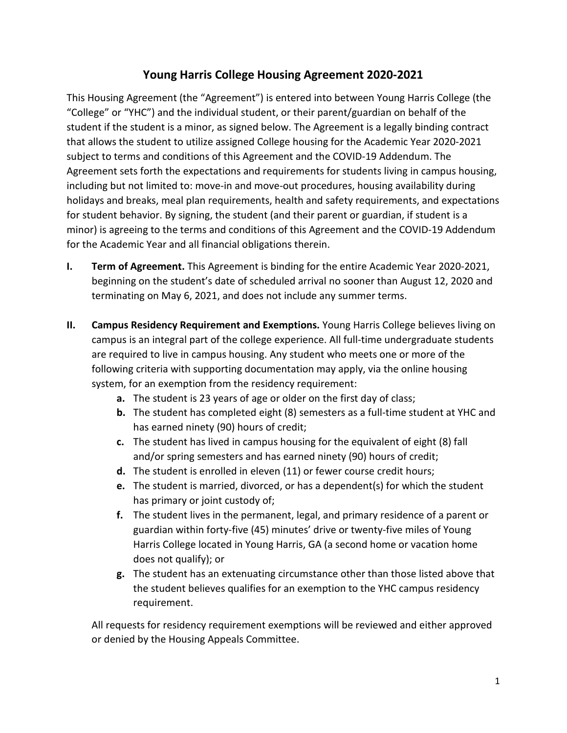# Young Harris College Housing Agreement 2020-2021

This Housing Agreement (the "Agreement") is entered into between Young Harris College (the "College" or "YHC") and the individual student, or their parent/guardian on behalf of the student if the student is a minor, as signed below. The Agreement is a legally binding contract that allows the student to utilize assigned College housing for the Academic Year 2020-2021 subject to terms and conditions of this Agreement and the COVID-19 Addendum. The Agreement sets forth the expectations and requirements for students living in campus housing, including but not limited to: move-in and move-out procedures, housing availability during holidays and breaks, meal plan requirements, health and safety requirements, and expectations for student behavior. By signing, the student (and their parent or guardian, if student is a minor) is agreeing to the terms and conditions of this Agreement and the COVID-19 Addendum for the Academic Year and all financial obligations therein.

**I. Term of Agreement.** This Agreement is binding for the entire Academic Year 2020-2021, beginning on the student's date of scheduled arrival no sooner than August 12, 2020 and terminating on May 6, 2021, and does not include any summer terms.

**II. Campus Residency Requirement and Exemptions.** Young Harris College believes living on campus is an integral part of the college experience. All full-time undergraduate students are required to live in campus housing. Any student who meets one or more of the following criteria with supporting documentation may apply, via the online housing system, for an exemption from the residency requirement:

- **a.** The student is 23 years of age or older on the first day of class;
- **b.** The student has completed eight (8) semesters as a full-time student at YHC and has earned ninety (90) hours of credit;
- **c.** The student has lived in campus housing for the equivalent of eight (8) fall and/or spring semesters and has earned ninety (90) hours of credit;
- **d.** The student is enrolled in eleven (11) or fewer course credit hours;
- **e.** The student is married, divorced, or has a dependent(s) for which the student has primary or joint custody of;
- **f.** The student lives in the permanent, legal, and primary residence of a parent or guardian within forty-five (45) minutes' drive or twenty-five miles of Young Harris College located in Young Harris, GA (a second home or vacation home does not qualify); or
- **g.** The student has an extenuating circumstance other than those listed above that the student believes qualifies for an exemption to the YHC campus residency requirement.

All requests for residency requirement exemptions will be reviewed and either approved or denied by the Housing Appeals Committee.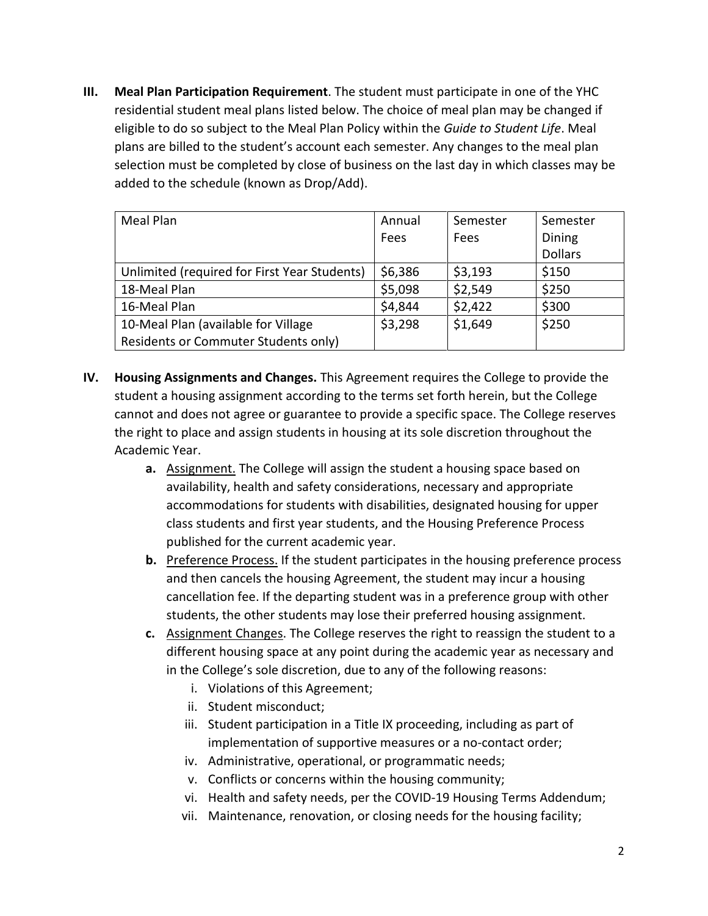**III. Meal Plan Participation Requirement**. The student must participate in one of the YHC residential student meal plans listed below. The choice of meal plan may be changed if eligible to do so subject to the Meal Plan Policy within the *Guide to Student Life*. Meal plans are billed to the student's account each semester. Any changes to the meal plan selection must be completed by close of business on the last day in which classes may be added to the schedule (known as Drop/Add).

| Meal Plan | Annual Fees | Semester Fees | Semester Dining Dollars |
|---|---|---|---|
| Unlimited (required for First Year Students) | $6,386 | $3,193 | $150 |
| 18-Meal Plan | $5,098 | $2,549 | $250 |
| 16-Meal Plan | $4,844 | $2,422 | $300 |
| 10-Meal Plan (available for Village Residents or Commuter Students only) | $3,298 | $1,649 | $250 |

**IV. Housing Assignments and Changes.** This Agreement requires the College to provide the student a housing assignment according to the terms set forth herein, but the College cannot and does not agree or guarantee to provide a specific space. The College reserves the right to place and assign students in housing at its sole discretion throughout the Academic Year.

**a.** Assignment. The College will assign the student a housing space based on availability, health and safety considerations, necessary and appropriate accommodations for students with disabilities, designated housing for upper class students and first year students, and the Housing Preference Process published for the current academic year.

**b.** Preference Process. If the student participates in the housing preference process and then cancels the housing Agreement, the student may incur a housing cancellation fee. If the departing student was in a preference group with other students, the other students may lose their preferred housing assignment.

**c.** Assignment Changes. The College reserves the right to reassign the student to a different housing space at any point during the academic year as necessary and in the College's sole discretion, due to any of the following reasons:

i. Violations of this Agreement;
ii. Student misconduct;
iii. Student participation in a Title IX proceeding, including as part of implementation of supportive measures or a no-contact order;
iv. Administrative, operational, or programmatic needs;
v. Conflicts or concerns within the housing community;
vi. Health and safety needs, per the COVID-19 Housing Terms Addendum;
vii. Maintenance, renovation, or closing needs for the housing facility;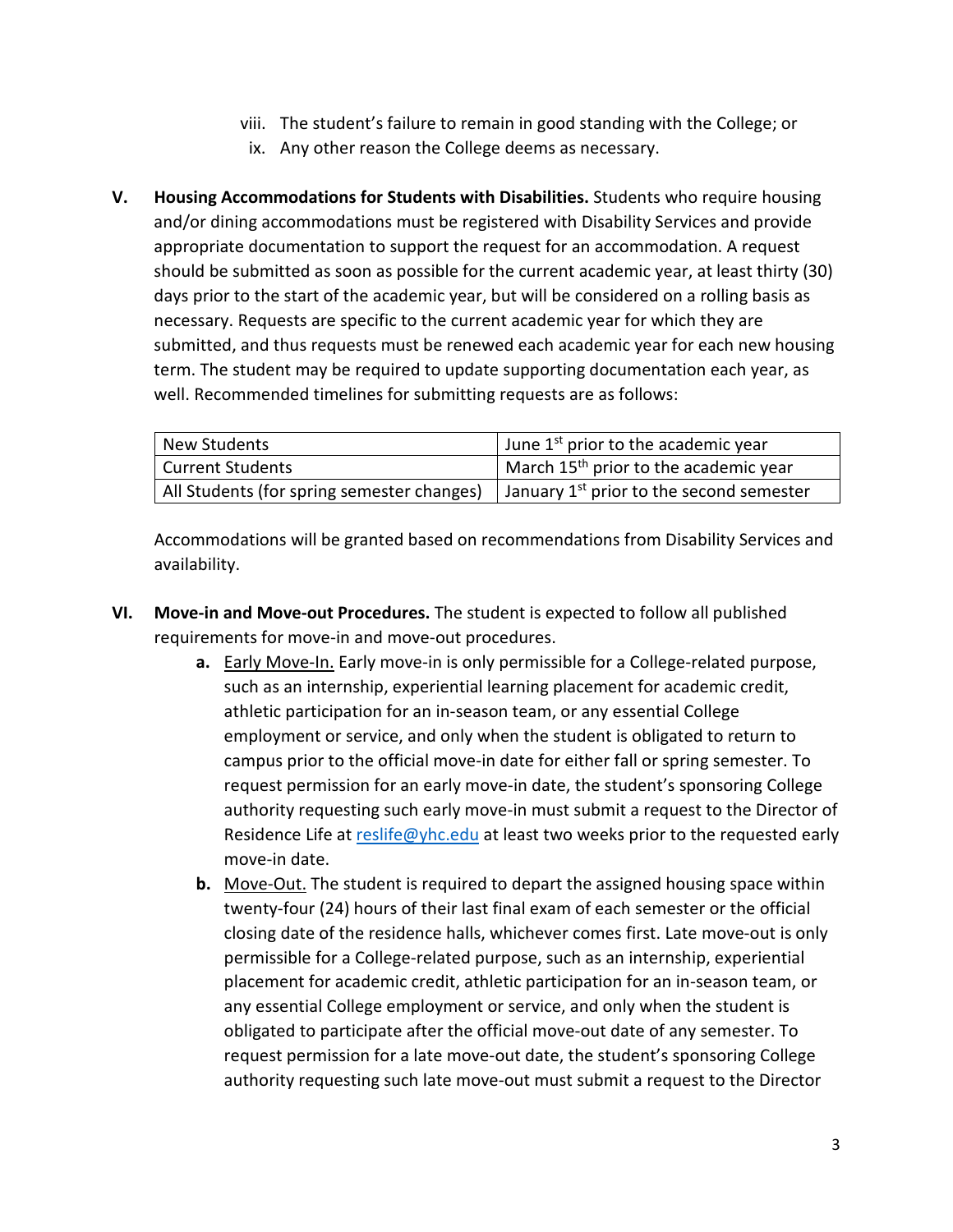viii. The student's failure to remain in good standing with the College; or

ix. Any other reason the College deems as necessary.

**V. Housing Accommodations for Students with Disabilities.** Students who require housing and/or dining accommodations must be registered with Disability Services and provide appropriate documentation to support the request for an accommodation. A request should be submitted as soon as possible for the current academic year, at least thirty (30) days prior to the start of the academic year, but will be considered on a rolling basis as necessary. Requests are specific to the current academic year for which they are submitted, and thus requests must be renewed each academic year for each new housing term. The student may be required to update supporting documentation each year, as well. Recommended timelines for submitting requests are as follows:

| New Students | June 1st prior to the academic year |
|---|---|
| Current Students | March 15th prior to the academic year |
| All Students (for spring semester changes) | January 1st prior to the second semester |

Accommodations will be granted based on recommendations from Disability Services and availability.

**VI. Move-in and Move-out Procedures.** The student is expected to follow all published requirements for move-in and move-out procedures.

**a.** Early Move-In. Early move-in is only permissible for a College-related purpose, such as an internship, experiential learning placement for academic credit, athletic participation for an in-season team, or any essential College employment or service, and only when the student is obligated to return to campus prior to the official move-in date for either fall or spring semester. To request permission for an early move-in date, the student's sponsoring College authority requesting such early move-in must submit a request to the Director of Residence Life at reslife@yhc.edu at least two weeks prior to the requested early move-in date.

**b.** Move-Out. The student is required to depart the assigned housing space within twenty-four (24) hours of their last final exam of each semester or the official closing date of the residence halls, whichever comes first. Late move-out is only permissible for a College-related purpose, such as an internship, experiential placement for academic credit, athletic participation for an in-season team, or any essential College employment or service, and only when the student is obligated to participate after the official move-out date of any semester. To request permission for a late move-out date, the student's sponsoring College authority requesting such late move-out must submit a request to the Director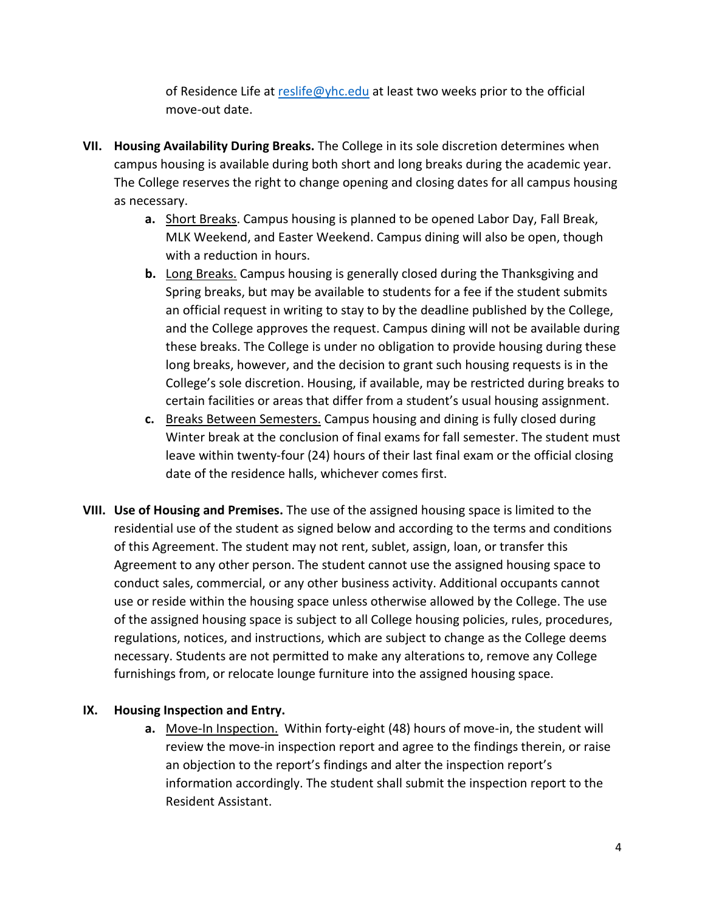of Residence Life at reslife@yhc.edu at least two weeks prior to the official move-out date.

**VII. Housing Availability During Breaks.** The College in its sole discretion determines when campus housing is available during both short and long breaks during the academic year. The College reserves the right to change opening and closing dates for all campus housing as necessary.

- **a.** Short Breaks. Campus housing is planned to be opened Labor Day, Fall Break, MLK Weekend, and Easter Weekend. Campus dining will also be open, though with a reduction in hours.
- **b.** Long Breaks. Campus housing is generally closed during the Thanksgiving and Spring breaks, but may be available to students for a fee if the student submits an official request in writing to stay to by the deadline published by the College, and the College approves the request. Campus dining will not be available during these breaks. The College is under no obligation to provide housing during these long breaks, however, and the decision to grant such housing requests is in the College's sole discretion. Housing, if available, may be restricted during breaks to certain facilities or areas that differ from a student's usual housing assignment.
- **c.** Breaks Between Semesters. Campus housing and dining is fully closed during Winter break at the conclusion of final exams for fall semester. The student must leave within twenty-four (24) hours of their last final exam or the official closing date of the residence halls, whichever comes first.

**VIII. Use of Housing and Premises.** The use of the assigned housing space is limited to the residential use of the student as signed below and according to the terms and conditions of this Agreement. The student may not rent, sublet, assign, loan, or transfer this Agreement to any other person. The student cannot use the assigned housing space to conduct sales, commercial, or any other business activity. Additional occupants cannot use or reside within the housing space unless otherwise allowed by the College. The use of the assigned housing space is subject to all College housing policies, rules, procedures, regulations, notices, and instructions, which are subject to change as the College deems necessary. Students are not permitted to make any alterations to, remove any College furnishings from, or relocate lounge furniture into the assigned housing space.

**IX. Housing Inspection and Entry.**

- **a.** Move-In Inspection. Within forty-eight (48) hours of move-in, the student will review the move-in inspection report and agree to the findings therein, or raise an objection to the report's findings and alter the inspection report's information accordingly. The student shall submit the inspection report to the Resident Assistant.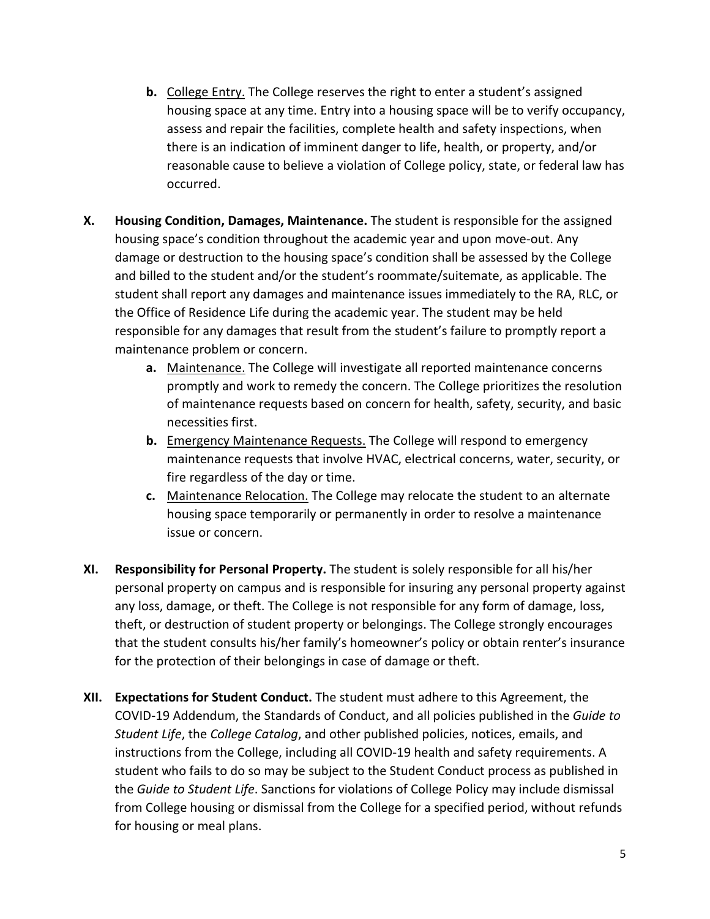b. <u>College Entry.</u> The College reserves the right to enter a student's assigned housing space at any time. Entry into a housing space will be to verify occupancy, assess and repair the facilities, complete health and safety inspections, when there is an indication of imminent danger to life, health, or property, and/or reasonable cause to believe a violation of College policy, state, or federal law has occurred.

**X. Housing Condition, Damages, Maintenance.** The student is responsible for the assigned housing space's condition throughout the academic year and upon move-out. Any damage or destruction to the housing space's condition shall be assessed by the College and billed to the student and/or the student's roommate/suitemate, as applicable. The student shall report any damages and maintenance issues immediately to the RA, RLC, or the Office of Residence Life during the academic year. The student may be held responsible for any damages that result from the student's failure to promptly report a maintenance problem or concern.

- **a.** <u>Maintenance.</u> The College will investigate all reported maintenance concerns promptly and work to remedy the concern. The College prioritizes the resolution of maintenance requests based on concern for health, safety, security, and basic necessities first.
- **b.** <u>Emergency Maintenance Requests.</u> The College will respond to emergency maintenance requests that involve HVAC, electrical concerns, water, security, or fire regardless of the day or time.
- **c.** <u>Maintenance Relocation.</u> The College may relocate the student to an alternate housing space temporarily or permanently in order to resolve a maintenance issue or concern.

**XI. Responsibility for Personal Property.** The student is solely responsible for all his/her personal property on campus and is responsible for insuring any personal property against any loss, damage, or theft. The College is not responsible for any form of damage, loss, theft, or destruction of student property or belongings. The College strongly encourages that the student consults his/her family's homeowner's policy or obtain renter's insurance for the protection of their belongings in case of damage or theft.

**XII. Expectations for Student Conduct.** The student must adhere to this Agreement, the COVID-19 Addendum, the Standards of Conduct, and all policies published in the *Guide to Student Life*, the *College Catalog*, and other published policies, notices, emails, and instructions from the College, including all COVID-19 health and safety requirements. A student who fails to do so may be subject to the Student Conduct process as published in the *Guide to Student Life*. Sanctions for violations of College Policy may include dismissal from College housing or dismissal from the College for a specified period, without refunds for housing or meal plans.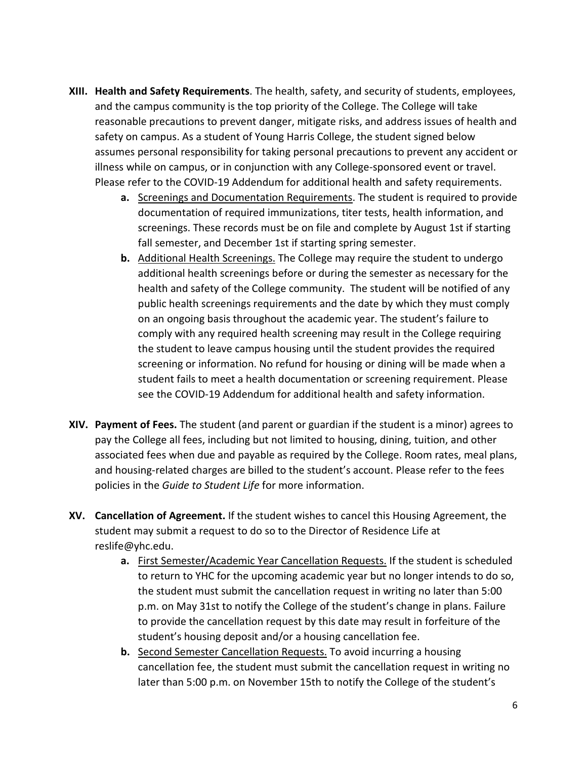**XIII. Health and Safety Requirements**. The health, safety, and security of students, employees, and the campus community is the top priority of the College. The College will take reasonable precautions to prevent danger, mitigate risks, and address issues of health and safety on campus. As a student of Young Harris College, the student signed below assumes personal responsibility for taking personal precautions to prevent any accident or illness while on campus, or in conjunction with any College-sponsored event or travel. Please refer to the COVID-19 Addendum for additional health and safety requirements.

- **a.** <u>Screenings and Documentation Requirements</u>. The student is required to provide documentation of required immunizations, titer tests, health information, and screenings. These records must be on file and complete by August 1st if starting fall semester, and December 1st if starting spring semester.
- **b.** <u>Additional Health Screenings.</u> The College may require the student to undergo additional health screenings before or during the semester as necessary for the health and safety of the College community. The student will be notified of any public health screenings requirements and the date by which they must comply on an ongoing basis throughout the academic year. The student's failure to comply with any required health screening may result in the College requiring the student to leave campus housing until the student provides the required screening or information. No refund for housing or dining will be made when a student fails to meet a health documentation or screening requirement. Please see the COVID-19 Addendum for additional health and safety information.

**XIV. Payment of Fees.** The student (and parent or guardian if the student is a minor) agrees to pay the College all fees, including but not limited to housing, dining, tuition, and other associated fees when due and payable as required by the College. Room rates, meal plans, and housing-related charges are billed to the student's account. Please refer to the fees policies in the *Guide to Student Life* for more information.

**XV. Cancellation of Agreement.** If the student wishes to cancel this Housing Agreement, the student may submit a request to do so to the Director of Residence Life at reslife@yhc.edu.

- **a.** <u>First Semester/Academic Year Cancellation Requests.</u> If the student is scheduled to return to YHC for the upcoming academic year but no longer intends to do so, the student must submit the cancellation request in writing no later than 5:00 p.m. on May 31st to notify the College of the student's change in plans. Failure to provide the cancellation request by this date may result in forfeiture of the student's housing deposit and/or a housing cancellation fee.
- **b.** <u>Second Semester Cancellation Requests.</u> To avoid incurring a housing cancellation fee, the student must submit the cancellation request in writing no later than 5:00 p.m. on November 15th to notify the College of the student's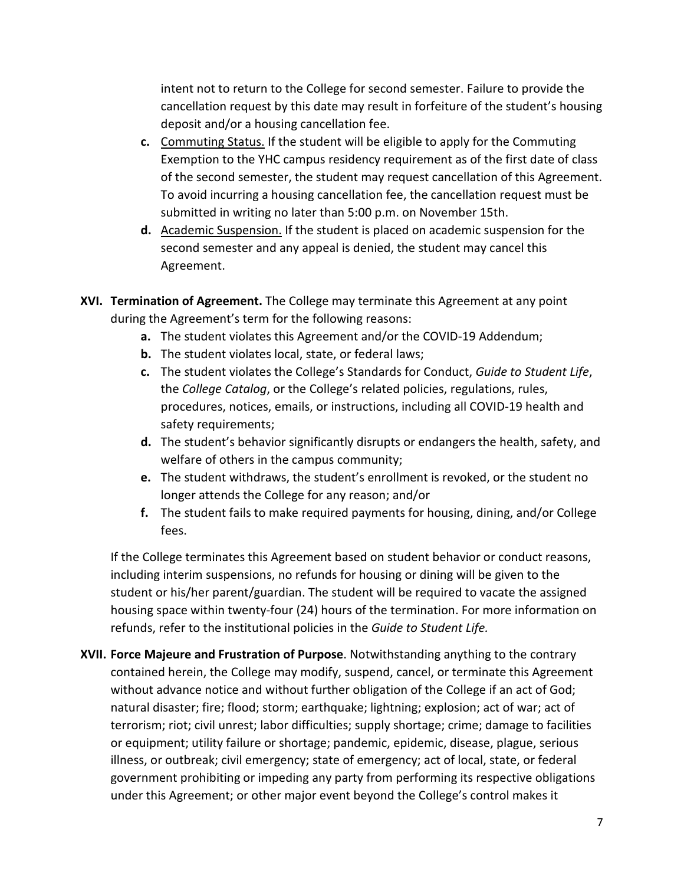intent not to return to the College for second semester. Failure to provide the cancellation request by this date may result in forfeiture of the student's housing deposit and/or a housing cancellation fee.

**c.** Commuting Status. If the student will be eligible to apply for the Commuting Exemption to the YHC campus residency requirement as of the first date of class of the second semester, the student may request cancellation of this Agreement. To avoid incurring a housing cancellation fee, the cancellation request must be submitted in writing no later than 5:00 p.m. on November 15th.

**d.** Academic Suspension. If the student is placed on academic suspension for the second semester and any appeal is denied, the student may cancel this Agreement.

**XVI. Termination of Agreement.** The College may terminate this Agreement at any point during the Agreement's term for the following reasons:

**a.** The student violates this Agreement and/or the COVID-19 Addendum;

**b.** The student violates local, state, or federal laws;

**c.** The student violates the College's Standards for Conduct, *Guide to Student Life*, the *College Catalog*, or the College's related policies, regulations, rules, procedures, notices, emails, or instructions, including all COVID-19 health and safety requirements;

**d.** The student's behavior significantly disrupts or endangers the health, safety, and welfare of others in the campus community;

**e.** The student withdraws, the student's enrollment is revoked, or the student no longer attends the College for any reason; and/or

**f.** The student fails to make required payments for housing, dining, and/or College fees.

If the College terminates this Agreement based on student behavior or conduct reasons, including interim suspensions, no refunds for housing or dining will be given to the student or his/her parent/guardian. The student will be required to vacate the assigned housing space within twenty-four (24) hours of the termination. For more information on refunds, refer to the institutional policies in the *Guide to Student Life.*

**XVII. Force Majeure and Frustration of Purpose**. Notwithstanding anything to the contrary contained herein, the College may modify, suspend, cancel, or terminate this Agreement without advance notice and without further obligation of the College if an act of God; natural disaster; fire; flood; storm; earthquake; lightning; explosion; act of war; act of terrorism; riot; civil unrest; labor difficulties; supply shortage; crime; damage to facilities or equipment; utility failure or shortage; pandemic, epidemic, disease, plague, serious illness, or outbreak; civil emergency; state of emergency; act of local, state, or federal government prohibiting or impeding any party from performing its respective obligations under this Agreement; or other major event beyond the College's control makes it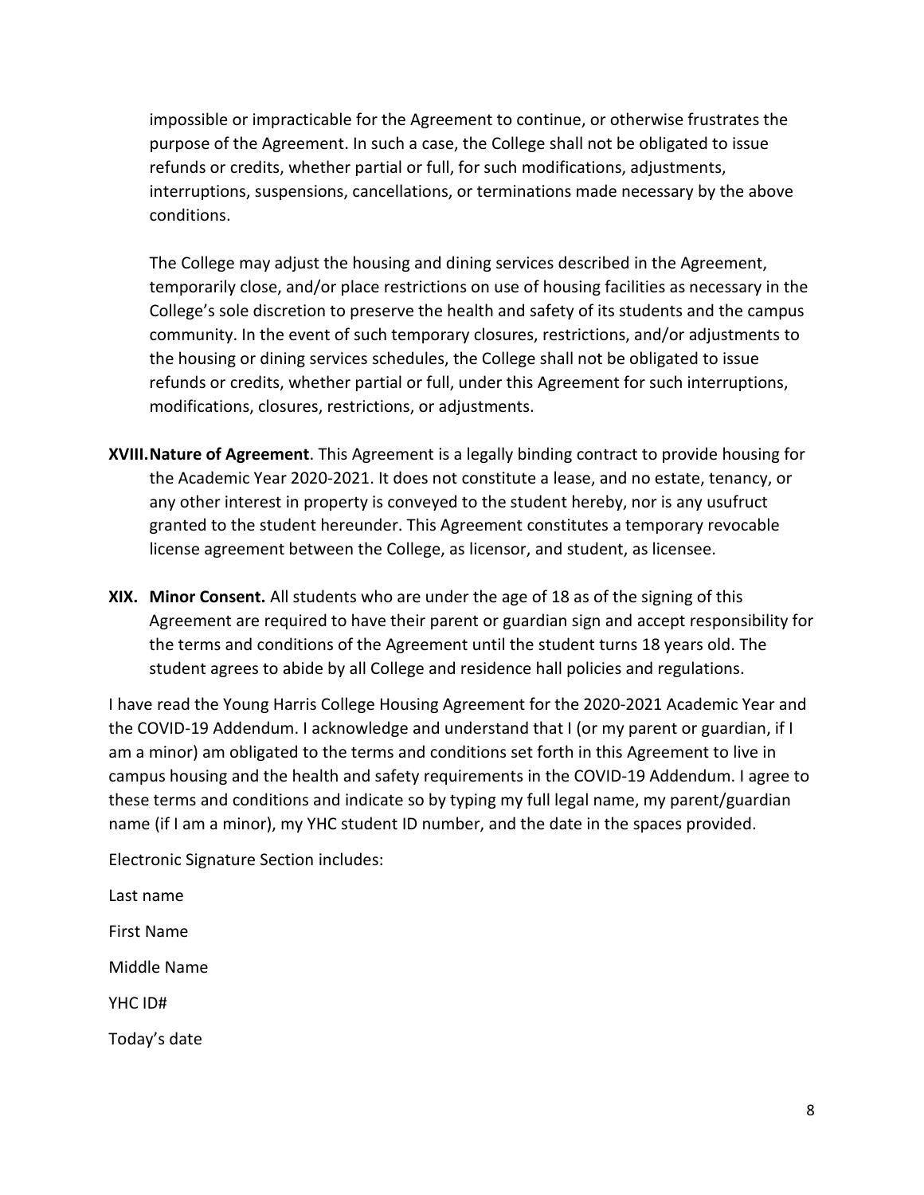impossible or impracticable for the Agreement to continue, or otherwise frustrates the purpose of the Agreement. In such a case, the College shall not be obligated to issue refunds or credits, whether partial or full, for such modifications, adjustments, interruptions, suspensions, cancellations, or terminations made necessary by the above conditions.

The College may adjust the housing and dining services described in the Agreement, temporarily close, and/or place restrictions on use of housing facilities as necessary in the College's sole discretion to preserve the health and safety of its students and the campus community. In the event of such temporary closures, restrictions, and/or adjustments to the housing or dining services schedules, the College shall not be obligated to issue refunds or credits, whether partial or full, under this Agreement for such interruptions, modifications, closures, restrictions, or adjustments.

**XVIII. Nature of Agreement**. This Agreement is a legally binding contract to provide housing for the Academic Year 2020-2021. It does not constitute a lease, and no estate, tenancy, or any other interest in property is conveyed to the student hereby, nor is any usufruct granted to the student hereunder. This Agreement constitutes a temporary revocable license agreement between the College, as licensor, and student, as licensee.

**XIX. Minor Consent.** All students who are under the age of 18 as of the signing of this Agreement are required to have their parent or guardian sign and accept responsibility for the terms and conditions of the Agreement until the student turns 18 years old. The student agrees to abide by all College and residence hall policies and regulations.

I have read the Young Harris College Housing Agreement for the 2020-2021 Academic Year and the COVID-19 Addendum. I acknowledge and understand that I (or my parent or guardian, if I am a minor) am obligated to the terms and conditions set forth in this Agreement to live in campus housing and the health and safety requirements in the COVID-19 Addendum. I agree to these terms and conditions and indicate so by typing my full legal name, my parent/guardian name (if I am a minor), my YHC student ID number, and the date in the spaces provided.

Electronic Signature Section includes:

Last name

First Name

Middle Name

YHC ID#

Today's date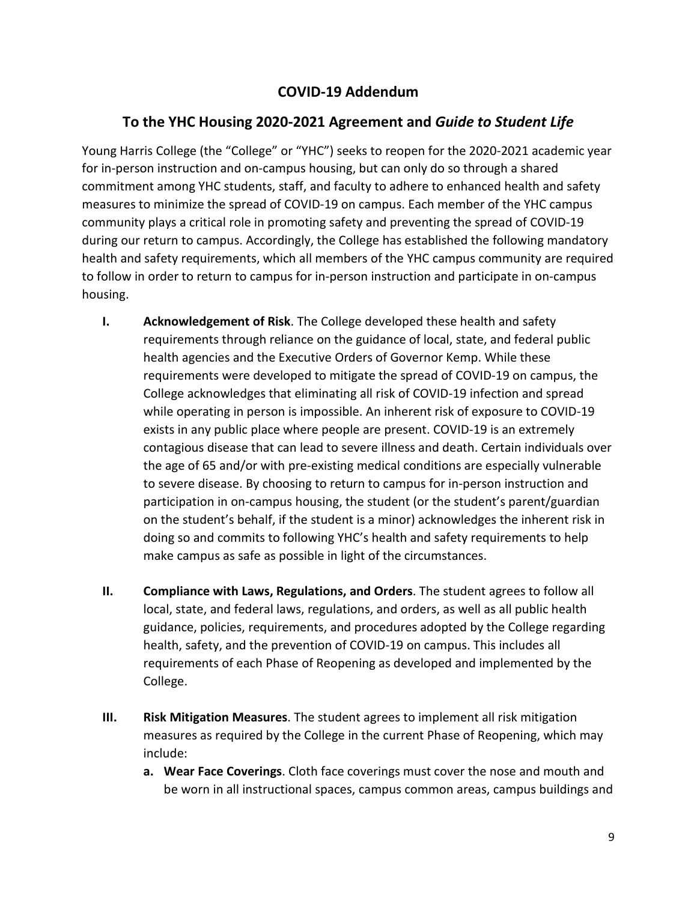## COVID-19 Addendum

## To the YHC Housing 2020-2021 Agreement and *Guide to Student Life*

Young Harris College (the "College" or "YHC") seeks to reopen for the 2020-2021 academic year for in-person instruction and on-campus housing, but can only do so through a shared commitment among YHC students, staff, and faculty to adhere to enhanced health and safety measures to minimize the spread of COVID-19 on campus. Each member of the YHC campus community plays a critical role in promoting safety and preventing the spread of COVID-19 during our return to campus. Accordingly, the College has established the following mandatory health and safety requirements, which all members of the YHC campus community are required to follow in order to return to campus for in-person instruction and participate in on-campus housing.

I. **Acknowledgement of Risk**. The College developed these health and safety requirements through reliance on the guidance of local, state, and federal public health agencies and the Executive Orders of Governor Kemp. While these requirements were developed to mitigate the spread of COVID-19 on campus, the College acknowledges that eliminating all risk of COVID-19 infection and spread while operating in person is impossible. An inherent risk of exposure to COVID-19 exists in any public place where people are present. COVID-19 is an extremely contagious disease that can lead to severe illness and death. Certain individuals over the age of 65 and/or with pre-existing medical conditions are especially vulnerable to severe disease. By choosing to return to campus for in-person instruction and participation in on-campus housing, the student (or the student's parent/guardian on the student's behalf, if the student is a minor) acknowledges the inherent risk in doing so and commits to following YHC's health and safety requirements to help make campus as safe as possible in light of the circumstances.

II. **Compliance with Laws, Regulations, and Orders**. The student agrees to follow all local, state, and federal laws, regulations, and orders, as well as all public health guidance, policies, requirements, and procedures adopted by the College regarding health, safety, and the prevention of COVID-19 on campus. This includes all requirements of each Phase of Reopening as developed and implemented by the College.

III. **Risk Mitigation Measures**. The student agrees to implement all risk mitigation measures as required by the College in the current Phase of Reopening, which may include:

   a. **Wear Face Coverings**. Cloth face coverings must cover the nose and mouth and be worn in all instructional spaces, campus common areas, campus buildings and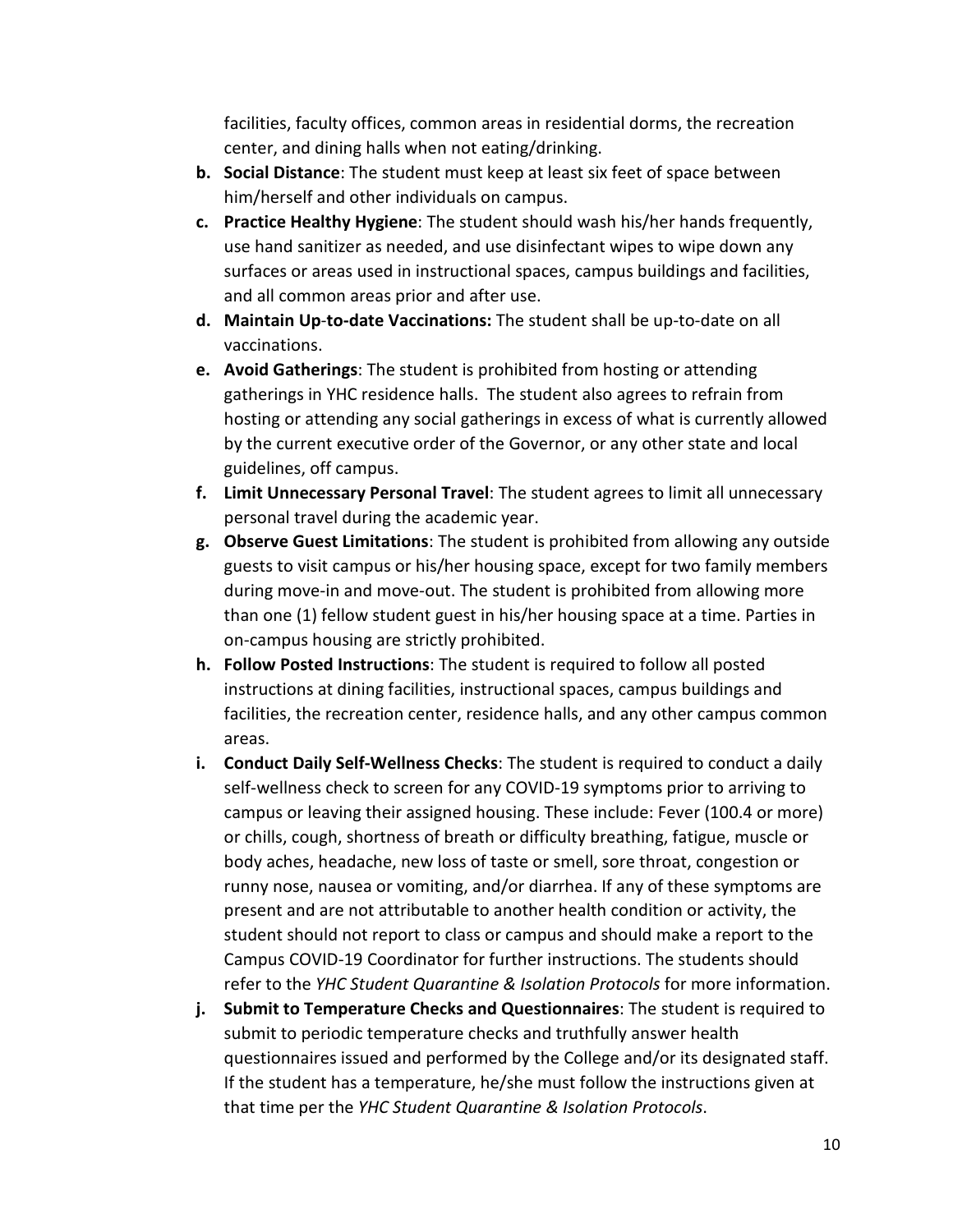facilities, faculty offices, common areas in residential dorms, the recreation center, and dining halls when not eating/drinking.

b. **Social Distance**: The student must keep at least six feet of space between him/herself and other individuals on campus.
c. **Practice Healthy Hygiene**: The student should wash his/her hands frequently, use hand sanitizer as needed, and use disinfectant wipes to wipe down any surfaces or areas used in instructional spaces, campus buildings and facilities, and all common areas prior and after use.
d. **Maintain Up-to-date Vaccinations:** The student shall be up-to-date on all vaccinations.
e. **Avoid Gatherings**: The student is prohibited from hosting or attending gatherings in YHC residence halls. The student also agrees to refrain from hosting or attending any social gatherings in excess of what is currently allowed by the current executive order of the Governor, or any other state and local guidelines, off campus.
f. **Limit Unnecessary Personal Travel**: The student agrees to limit all unnecessary personal travel during the academic year.
g. **Observe Guest Limitations**: The student is prohibited from allowing any outside guests to visit campus or his/her housing space, except for two family members during move-in and move-out. The student is prohibited from allowing more than one (1) fellow student guest in his/her housing space at a time. Parties in on-campus housing are strictly prohibited.
h. **Follow Posted Instructions**: The student is required to follow all posted instructions at dining facilities, instructional spaces, campus buildings and facilities, the recreation center, residence halls, and any other campus common areas.
i. **Conduct Daily Self-Wellness Checks**: The student is required to conduct a daily self-wellness check to screen for any COVID-19 symptoms prior to arriving to campus or leaving their assigned housing. These include: Fever (100.4 or more) or chills, cough, shortness of breath or difficulty breathing, fatigue, muscle or body aches, headache, new loss of taste or smell, sore throat, congestion or runny nose, nausea or vomiting, and/or diarrhea. If any of these symptoms are present and are not attributable to another health condition or activity, the student should not report to class or campus and should make a report to the Campus COVID-19 Coordinator for further instructions. The students should refer to the *YHC Student Quarantine & Isolation Protocols* for more information.
j. **Submit to Temperature Checks and Questionnaires**: The student is required to submit to periodic temperature checks and truthfully answer health questionnaires issued and performed by the College and/or its designated staff. If the student has a temperature, he/she must follow the instructions given at that time per the *YHC Student Quarantine & Isolation Protocols*.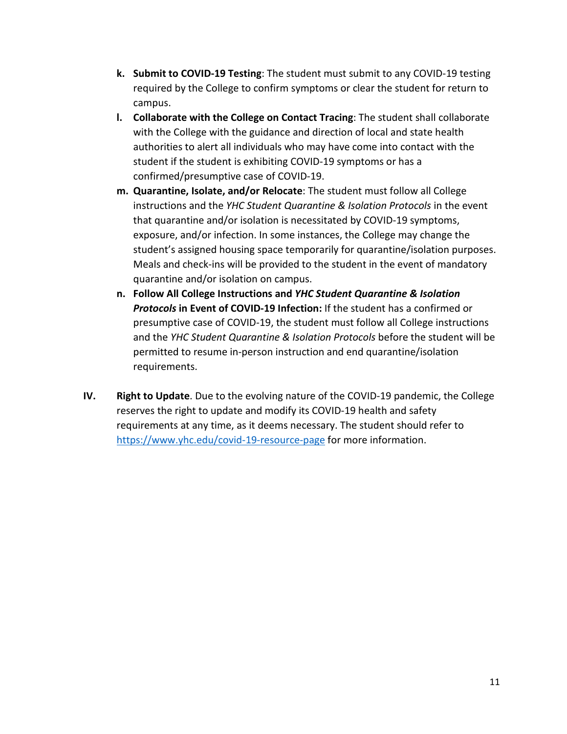k. **Submit to COVID-19 Testing**: The student must submit to any COVID-19 testing required by the College to confirm symptoms or clear the student for return to campus.

l. **Collaborate with the College on Contact Tracing**: The student shall collaborate with the College with the guidance and direction of local and state health authorities to alert all individuals who may have come into contact with the student if the student is exhibiting COVID-19 symptoms or has a confirmed/presumptive case of COVID-19.

m. **Quarantine, Isolate, and/or Relocate**: The student must follow all College instructions and the *YHC Student Quarantine & Isolation Protocols* in the event that quarantine and/or isolation is necessitated by COVID-19 symptoms, exposure, and/or infection. In some instances, the College may change the student's assigned housing space temporarily for quarantine/isolation purposes. Meals and check-ins will be provided to the student in the event of mandatory quarantine and/or isolation on campus.

n. **Follow All College Instructions and *YHC Student Quarantine & Isolation Protocols* in Event of COVID-19 Infection:** If the student has a confirmed or presumptive case of COVID-19, the student must follow all College instructions and the *YHC Student Quarantine & Isolation Protocols* before the student will be permitted to resume in-person instruction and end quarantine/isolation requirements.

IV. **Right to Update**. Due to the evolving nature of the COVID-19 pandemic, the College reserves the right to update and modify its COVID-19 health and safety requirements at any time, as it deems necessary. The student should refer to https://www.yhc.edu/covid-19-resource-page for more information.